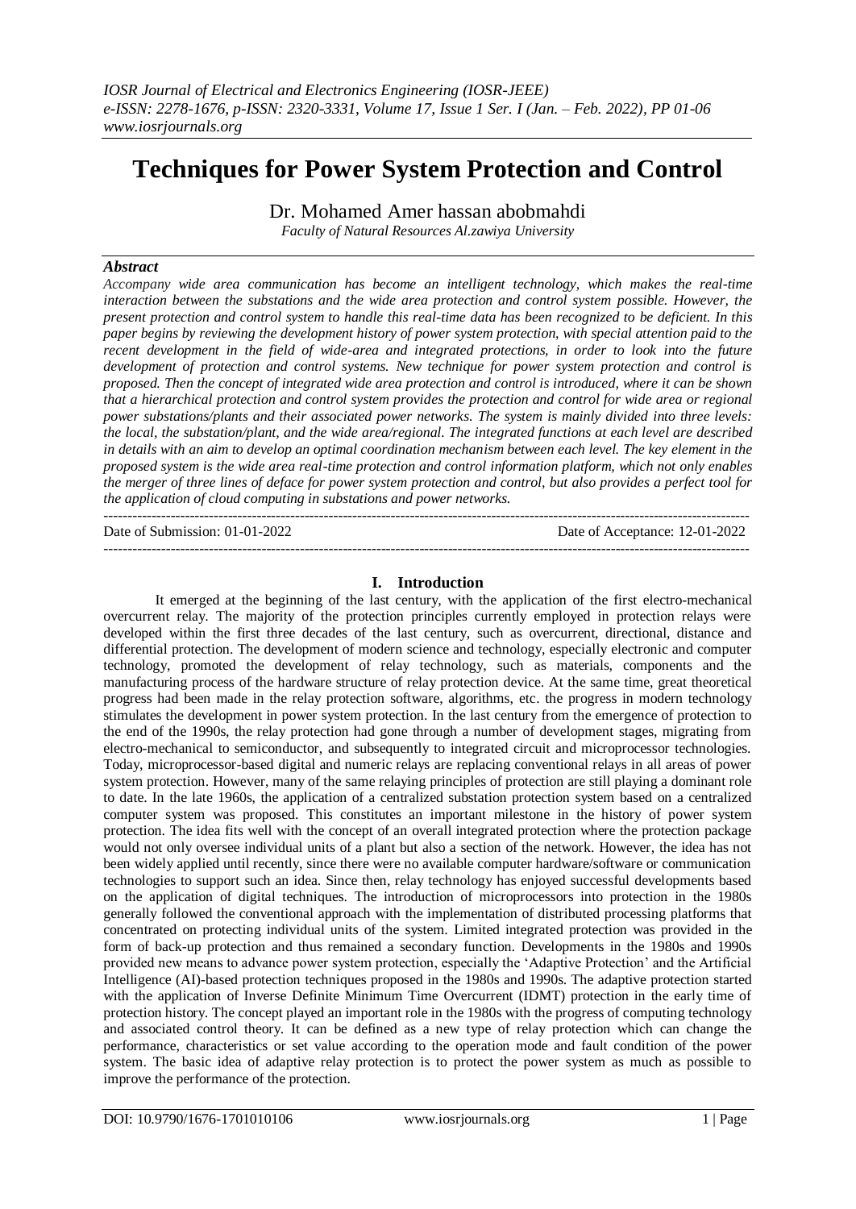# Techniques for Power System Protection and Control

Dr. Mohamed Amer hassan abobmahdi

*Faculty of Natural Resources Al.zawiya University*

## *Abstract*

*Accompany wide area communication has become an intelligent technology, which makes the real-time interaction between the substations and the wide area protection and control system possible. However, the present protection and control system to handle this real-time data has been recognized to be deficient. In this paper begins by reviewing the development history of power system protection, with special attention paid to the recent development in the field of wide-area and integrated protections, in order to look into the future development of protection and control systems. New technique for power system protection and control is proposed. Then the concept of integrated wide area protection and control is introduced, where it can be shown that a hierarchical protection and control system provides the protection and control for wide area or regional power substations/plants and their associated power networks. The system is mainly divided into three levels: the local, the substation/plant, and the wide area/regional. The integrated functions at each level are described in details with an aim to develop an optimal coordination mechanism between each level. The key element in the proposed system is the wide area real-time protection and control information platform, which not only enables the merger of three lines of deface for power system protection and control, but also provides a perfect tool for the application of cloud computing in substations and power networks.*

---

Date of Submission: 01-01-2022 Date of Acceptance: 12-01-2022

---

## I. Introduction

It emerged at the beginning of the last century, with the application of the first electro-mechanical overcurrent relay. The majority of the protection principles currently employed in protection relays were developed within the first three decades of the last century, such as overcurrent, directional, distance and differential protection. The development of modern science and technology, especially electronic and computer technology, promoted the development of relay technology, such as materials, components and the manufacturing process of the hardware structure of relay protection device. At the same time, great theoretical progress had been made in the relay protection software, algorithms, etc. the progress in modern technology stimulates the development in power system protection. In the last century from the emergence of protection to the end of the 1990s, the relay protection had gone through a number of development stages, migrating from electro-mechanical to semiconductor, and subsequently to integrated circuit and microprocessor technologies. Today, microprocessor-based digital and numeric relays are replacing conventional relays in all areas of power system protection. However, many of the same relaying principles of protection are still playing a dominant role to date. In the late 1960s, the application of a centralized substation protection system based on a centralized computer system was proposed. This constitutes an important milestone in the history of power system protection. The idea fits well with the concept of an overall integrated protection where the protection package would not only oversee individual units of a plant but also a section of the network. However, the idea has not been widely applied until recently, since there were no available computer hardware/software or communication technologies to support such an idea. Since then, relay technology has enjoyed successful developments based on the application of digital techniques. The introduction of microprocessors into protection in the 1980s generally followed the conventional approach with the implementation of distributed processing platforms that concentrated on protecting individual units of the system. Limited integrated protection was provided in the form of back-up protection and thus remained a secondary function. Developments in the 1980s and 1990s provided new means to advance power system protection, especially the 'Adaptive Protection' and the Artificial Intelligence (AI)-based protection techniques proposed in the 1980s and 1990s. The adaptive protection started with the application of Inverse Definite Minimum Time Overcurrent (IDMT) protection in the early time of protection history. The concept played an important role in the 1980s with the progress of computing technology and associated control theory. It can be defined as a new type of relay protection which can change the performance, characteristics or set value according to the operation mode and fault condition of the power system. The basic idea of adaptive relay protection is to protect the power system as much as possible to improve the performance of the protection.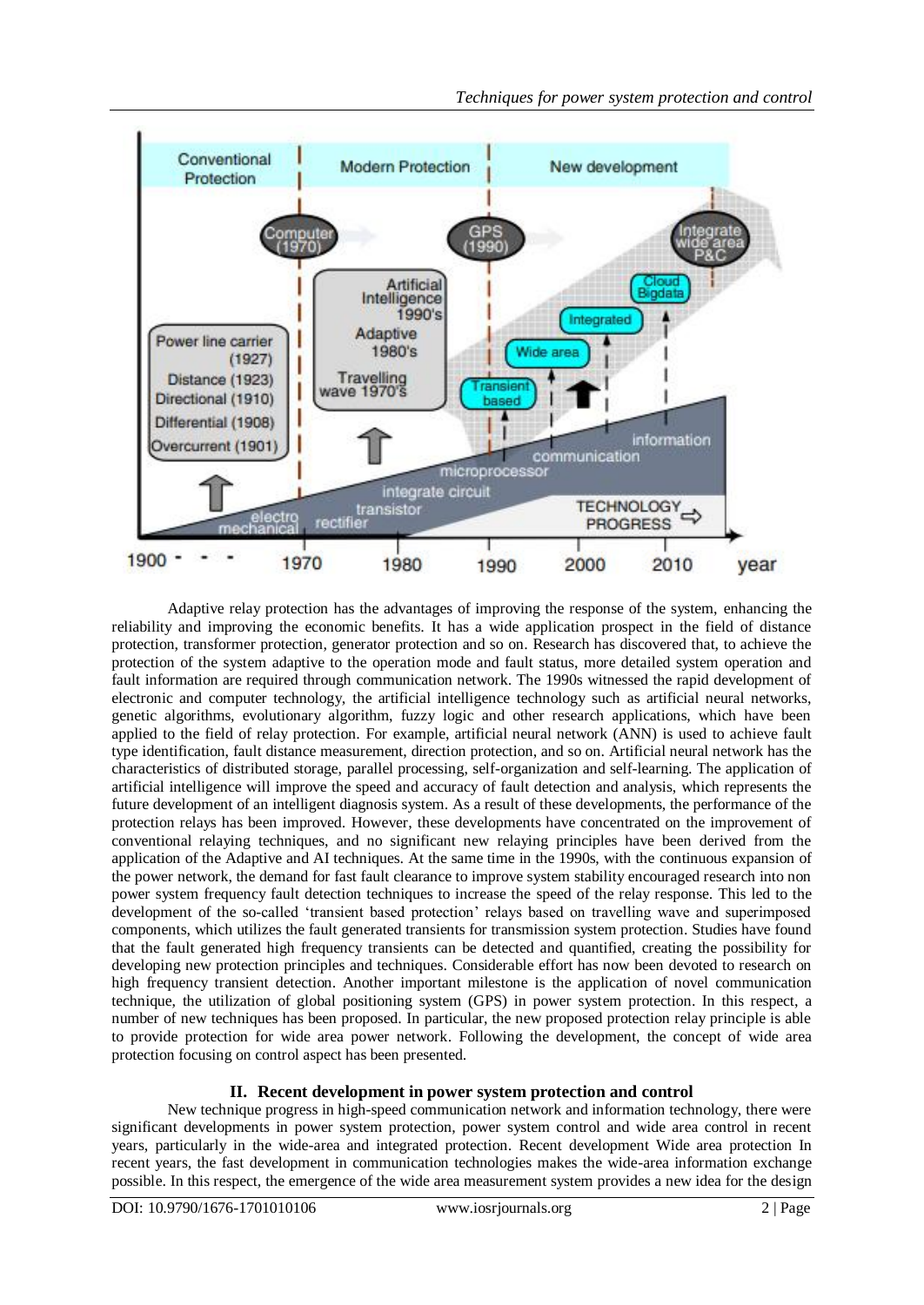Adaptive relay protection has the advantages of improving the response of the system, enhancing the reliability and improving the economic benefits. It has a wide application prospect in the field of distance protection, transformer protection, generator protection and so on. Research has discovered that, to achieve the protection of the system adaptive to the operation mode and fault status, more detailed system operation and fault information are required through communication network. The 1990s witnessed the rapid development of electronic and computer technology, the artificial intelligence technology such as artificial neural networks, genetic algorithms, evolutionary algorithm, fuzzy logic and other research applications, which have been applied to the field of relay protection. For example, artificial neural network (ANN) is used to achieve fault type identification, fault distance measurement, direction protection, and so on. Artificial neural network has the characteristics of distributed storage, parallel processing, self-organization and self-learning. The application of artificial intelligence will improve the speed and accuracy of fault detection and analysis, which represents the future development of an intelligent diagnosis system. As a result of these developments, the performance of the protection relays has been improved. However, these developments have concentrated on the improvement of conventional relaying techniques, and no significant new relaying principles have been derived from the application of the Adaptive and AI techniques. At the same time in the 1990s, with the continuous expansion of the power network, the demand for fast fault clearance to improve system stability encouraged research into non power system frequency fault detection techniques to increase the speed of the relay response. This led to the development of the so-called 'transient based protection' relays based on travelling wave and superimposed components, which utilizes the fault generated transients for transmission system protection. Studies have found that the fault generated high frequency transients can be detected and quantified, creating the possibility for developing new protection principles and techniques. Considerable effort has now been devoted to research on high frequency transient detection. Another important milestone is the application of novel communication technique, the utilization of global positioning system (GPS) in power system protection. In this respect, a number of new techniques has been proposed. In particular, the new proposed protection relay principle is able to provide protection for wide area power network. Following the development, the concept of wide area protection focusing on control aspect has been presented.

## II. Recent development in power system protection and control

New technique progress in high-speed communication network and information technology, there were significant developments in power system protection, power system control and wide area control in recent years, particularly in the wide-area and integrated protection. Recent development Wide area protection In recent years, the fast development in communication technologies makes the wide-area information exchange possible. In this respect, the emergence of the wide area measurement system provides a new idea for the design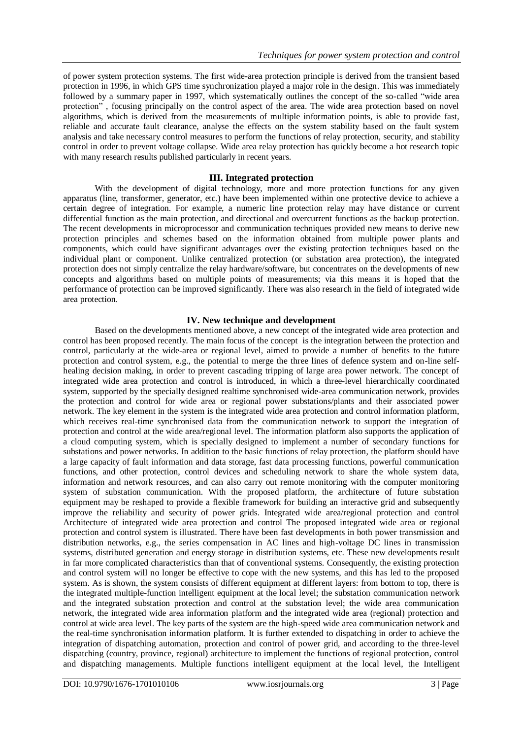of power system protection systems. The first wide-area protection principle is derived from the transient based protection in 1996, in which GPS time synchronization played a major role in the design. This was immediately followed by a summary paper in 1997, which systematically outlines the concept of the so-called "wide area protection" , focusing principally on the control aspect of the area. The wide area protection based on novel algorithms, which is derived from the measurements of multiple information points, is able to provide fast, reliable and accurate fault clearance, analyse the effects on the system stability based on the fault system analysis and take necessary control measures to perform the functions of relay protection, security, and stability control in order to prevent voltage collapse. Wide area relay protection has quickly become a hot research topic with many research results published particularly in recent years.

## III. Integrated protection

With the development of digital technology, more and more protection functions for any given apparatus (line, transformer, generator, etc.) have been implemented within one protective device to achieve a certain degree of integration. For example, a numeric line protection relay may have distance or current differential function as the main protection, and directional and overcurrent functions as the backup protection. The recent developments in microprocessor and communication techniques provided new means to derive new protection principles and schemes based on the information obtained from multiple power plants and components, which could have significant advantages over the existing protection techniques based on the individual plant or component. Unlike centralized protection (or substation area protection), the integrated protection does not simply centralize the relay hardware/software, but concentrates on the developments of new concepts and algorithms based on multiple points of measurements; via this means it is hoped that the performance of protection can be improved significantly. There was also research in the field of integrated wide area protection.

## IV. New technique and development

Based on the developments mentioned above, a new concept of the integrated wide area protection and control has been proposed recently. The main focus of the concept is the integration between the protection and control, particularly at the wide-area or regional level, aimed to provide a number of benefits to the future protection and control system, e.g., the potential to merge the three lines of defence system and on-line self-healing decision making, in order to prevent cascading tripping of large area power network. The concept of integrated wide area protection and control is introduced, in which a three-level hierarchically coordinated system, supported by the specially designed realtime synchronised wide-area communication network, provides the protection and control for wide area or regional power substations/plants and their associated power network. The key element in the system is the integrated wide area protection and control information platform, which receives real-time synchronised data from the communication network to support the integration of protection and control at the wide area/regional level. The information platform also supports the application of a cloud computing system, which is specially designed to implement a number of secondary functions for substations and power networks. In addition to the basic functions of relay protection, the platform should have a large capacity of fault information and data storage, fast data processing functions, powerful communication functions, and other protection, control devices and scheduling network to share the whole system data, information and network resources, and can also carry out remote monitoring with the computer monitoring system of substation communication. With the proposed platform, the architecture of future substation equipment may be reshaped to provide a flexible framework for building an interactive grid and subsequently improve the reliability and security of power grids. Integrated wide area/regional protection and control Architecture of integrated wide area protection and control The proposed integrated wide area or regional protection and control system is illustrated. There have been fast developments in both power transmission and distribution networks, e.g., the series compensation in AC lines and high-voltage DC lines in transmission systems, distributed generation and energy storage in distribution systems, etc. These new developments result in far more complicated characteristics than that of conventional systems. Consequently, the existing protection and control system will no longer be effective to cope with the new systems, and this has led to the proposed system. As is shown, the system consists of different equipment at different layers: from bottom to top, there is the integrated multiple-function intelligent equipment at the local level; the substation communication network and the integrated substation protection and control at the substation level; the wide area communication network, the integrated wide area information platform and the integrated wide area (regional) protection and control at wide area level. The key parts of the system are the high-speed wide area communication network and the real-time synchronisation information platform. It is further extended to dispatching in order to achieve the integration of dispatching automation, protection and control of power grid, and according to the three-level dispatching (country, province, regional) architecture to implement the functions of regional protection, control and dispatching managements. Multiple functions intelligent equipment at the local level, the Intelligent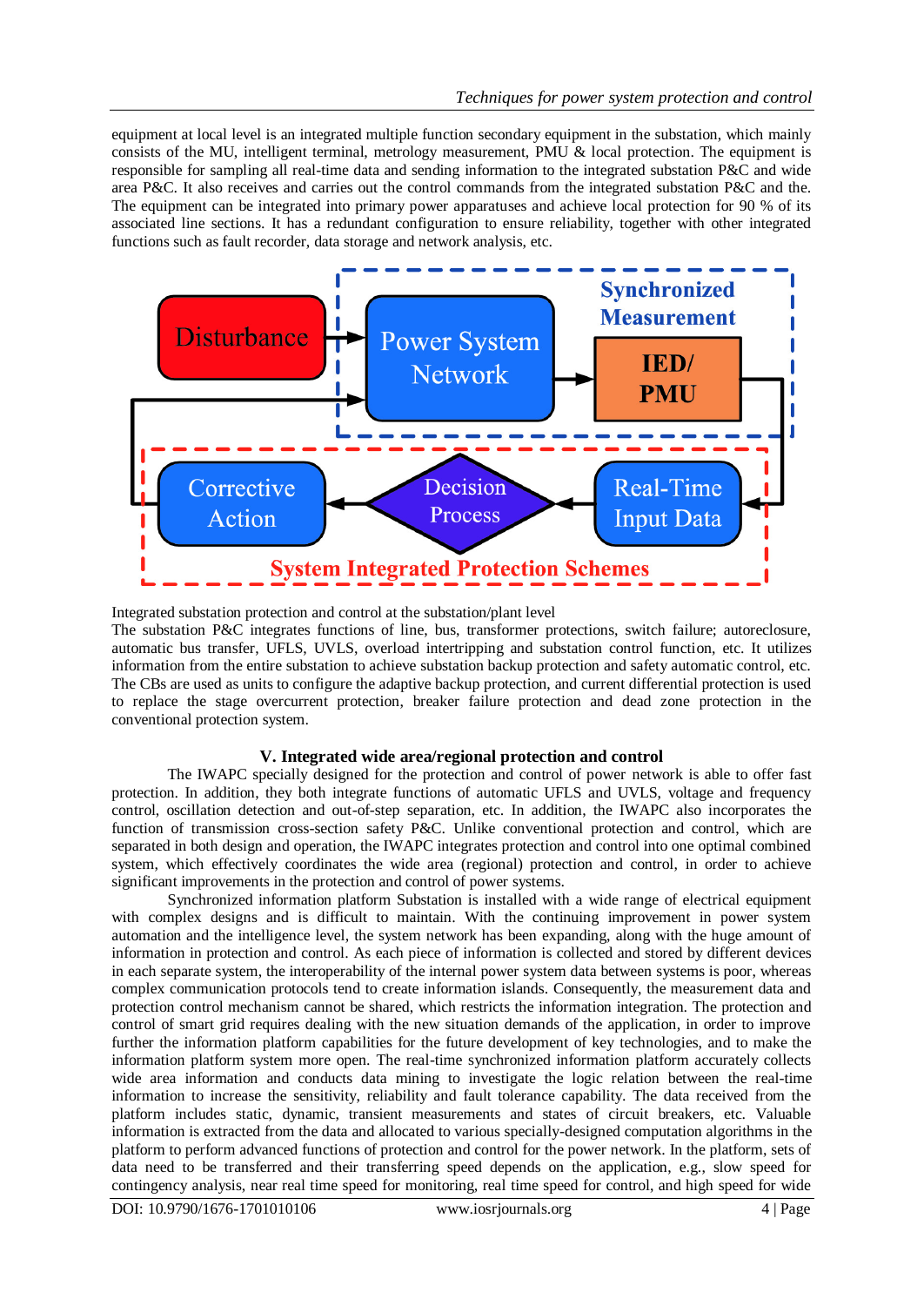equipment at local level is an integrated multiple function secondary equipment in the substation, which mainly consists of the MU, intelligent terminal, metrology measurement, PMU & local protection. The equipment is responsible for sampling all real-time data and sending information to the integrated substation P&C and wide area P&C. It also receives and carries out the control commands from the integrated substation P&C and the. The equipment can be integrated into primary power apparatuses and achieve local protection for 90 % of its associated line sections. It has a redundant configuration to ensure reliability, together with other integrated functions such as fault recorder, data storage and network analysis, etc.

Disturbance

Power System Network

Synchronized Measurement

IED/ PMU

Corrective Action

Decision Process

Real-Time Input Data

System Integrated Protection Schemes

Integrated substation protection and control at the substation/plant level

The substation P&C integrates functions of line, bus, transformer protections, switch failure; autoreclosure, automatic bus transfer, UFLS, UVLS, overload intertripping and substation control function, etc. It utilizes information from the entire substation to achieve substation backup protection and safety automatic control, etc. The CBs are used as units to configure the adaptive backup protection, and current differential protection is used to replace the stage overcurrent protection, breaker failure protection and dead zone protection in the conventional protection system.

## V. Integrated wide area/regional protection and control

The IWAPC specially designed for the protection and control of power network is able to offer fast protection. In addition, they both integrate functions of automatic UFLS and UVLS, voltage and frequency control, oscillation detection and out-of-step separation, etc. In addition, the IWAPC also incorporates the function of transmission cross-section safety P&C. Unlike conventional protection and control, which are separated in both design and operation, the IWAPC integrates protection and control into one optimal combined system, which effectively coordinates the wide area (regional) protection and control, in order to achieve significant improvements in the protection and control of power systems.

Synchronized information platform Substation is installed with a wide range of electrical equipment with complex designs and is difficult to maintain. With the continuing improvement in power system automation and the intelligence level, the system network has been expanding, along with the huge amount of information in protection and control. As each piece of information is collected and stored by different devices in each separate system, the interoperability of the internal power system data between systems is poor, whereas complex communication protocols tend to create information islands. Consequently, the measurement data and protection control mechanism cannot be shared, which restricts the information integration. The protection and control of smart grid requires dealing with the new situation demands of the application, in order to improve further the information platform capabilities for the future development of key technologies, and to make the information platform system more open. The real-time synchronized information platform accurately collects wide area information and conducts data mining to investigate the logic relation between the real-time information to increase the sensitivity, reliability and fault tolerance capability. The data received from the platform includes static, dynamic, transient measurements and states of circuit breakers, etc. Valuable information is extracted from the data and allocated to various specially-designed computation algorithms in the platform to perform advanced functions of protection and control for the power network. In the platform, sets of data need to be transferred and their transferring speed depends on the application, e.g., slow speed for contingency analysis, near real time speed for monitoring, real time speed for control, and high speed for wide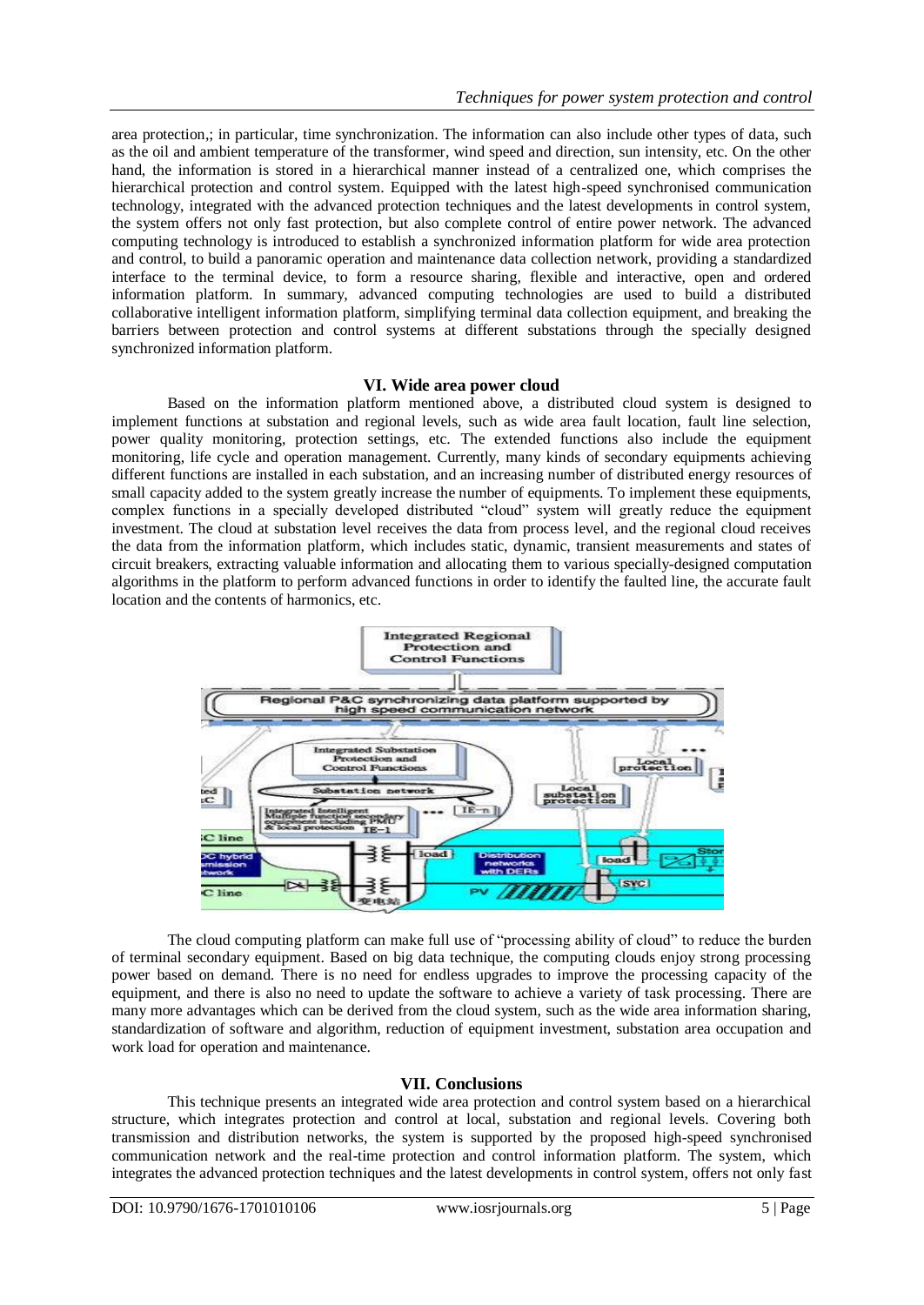area protection,; in particular, time synchronization. The information can also include other types of data, such as the oil and ambient temperature of the transformer, wind speed and direction, sun intensity, etc. On the other hand, the information is stored in a hierarchical manner instead of a centralized one, which comprises the hierarchical protection and control system. Equipped with the latest high-speed synchronised communication technology, integrated with the advanced protection techniques and the latest developments in control system, the system offers not only fast protection, but also complete control of entire power network. The advanced computing technology is introduced to establish a synchronized information platform for wide area protection and control, to build a panoramic operation and maintenance data collection network, providing a standardized interface to the terminal device, to form a resource sharing, flexible and interactive, open and ordered information platform. In summary, advanced computing technologies are used to build a distributed collaborative intelligent information platform, simplifying terminal data collection equipment, and breaking the barriers between protection and control systems at different substations through the specially designed synchronized information platform.

## VI. Wide area power cloud

Based on the information platform mentioned above, a distributed cloud system is designed to implement functions at substation and regional levels, such as wide area fault location, fault line selection, power quality monitoring, protection settings, etc. The extended functions also include the equipment monitoring, life cycle and operation management. Currently, many kinds of secondary equipments achieving different functions are installed in each substation, and an increasing number of distributed energy resources of small capacity added to the system greatly increase the number of equipments. To implement these equipments, complex functions in a specially developed distributed "cloud" system will greatly reduce the equipment investment. The cloud at substation level receives the data from process level, and the regional cloud receives the data from the information platform, which includes static, dynamic, transient measurements and states of circuit breakers, extracting valuable information and allocating them to various specially-designed computation algorithms in the platform to perform advanced functions in order to identify the faulted line, the accurate fault location and the contents of harmonics, etc.

Integrated Regional Protection and Control Functions

Regional P&C synchronizing data platform supported by high speed communication network

Integrated Substation Protection and Control Functions

Substation network

Integrated Intelligent Multiple function secondary equipment including PMU & local protection IE-1

IE-n

Local protection

Local substation protection

load

Distribution networks with DERs

PV

SVC

变电站

The cloud computing platform can make full use of "processing ability of cloud" to reduce the burden of terminal secondary equipment. Based on big data technique, the computing clouds enjoy strong processing power based on demand. There is no need for endless upgrades to improve the processing capacity of the equipment, and there is also no need to update the software to achieve a variety of task processing. There are many more advantages which can be derived from the cloud system, such as the wide area information sharing, standardization of software and algorithm, reduction of equipment investment, substation area occupation and work load for operation and maintenance.

## VII. Conclusions

This technique presents an integrated wide area protection and control system based on a hierarchical structure, which integrates protection and control at local, substation and regional levels. Covering both transmission and distribution networks, the system is supported by the proposed high-speed synchronised communication network and the real-time protection and control information platform. The system, which integrates the advanced protection techniques and the latest developments in control system, offers not only fast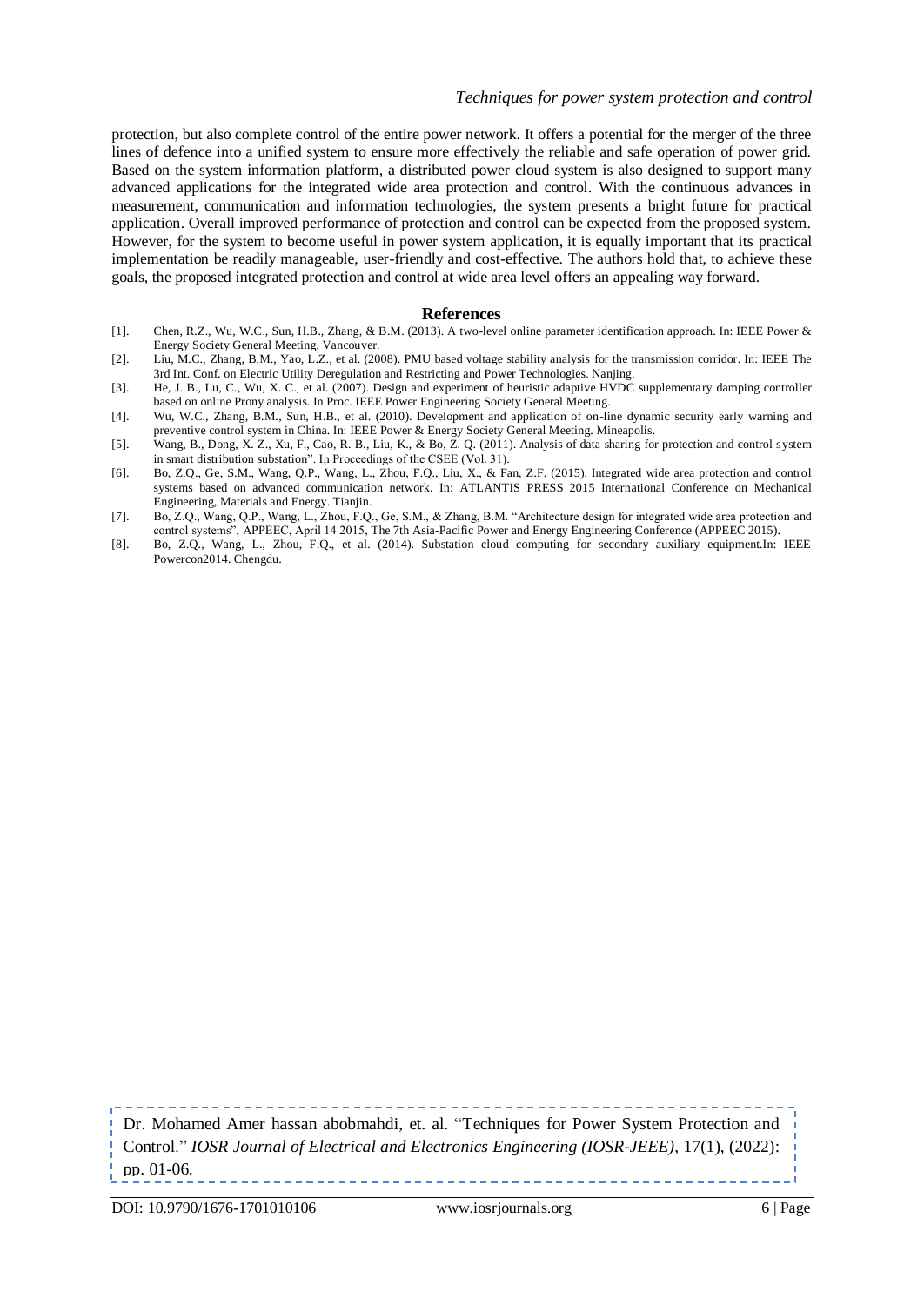protection, but also complete control of the entire power network. It offers a potential for the merger of the three lines of defence into a unified system to ensure more effectively the reliable and safe operation of power grid. Based on the system information platform, a distributed power cloud system is also designed to support many advanced applications for the integrated wide area protection and control. With the continuous advances in measurement, communication and information technologies, the system presents a bright future for practical application. Overall improved performance of protection and control can be expected from the proposed system. However, for the system to become useful in power system application, it is equally important that its practical implementation be readily manageable, user-friendly and cost-effective. The authors hold that, to achieve these goals, the proposed integrated protection and control at wide area level offers an appealing way forward.

## References

[1]. Chen, R.Z., Wu, W.C., Sun, H.B., Zhang, & B.M. (2013). A two-level online parameter identification approach. In: IEEE Power & Energy Society General Meeting. Vancouver.

[2]. Liu, M.C., Zhang, B.M., Yao, L.Z., et al. (2008). PMU based voltage stability analysis for the transmission corridor. In: IEEE The 3rd Int. Conf. on Electric Utility Deregulation and Restricting and Power Technologies. Nanjing.

[3]. He, J. B., Lu, C., Wu, X. C., et al. (2007). Design and experiment of heuristic adaptive HVDC supplementary damping controller based on online Prony analysis. In Proc. IEEE Power Engineering Society General Meeting.

[4]. Wu, W.C., Zhang, B.M., Sun, H.B., et al. (2010). Development and application of on-line dynamic security early warning and preventive control system in China. In: IEEE Power & Energy Society General Meeting. Mineapolis.

[5]. Wang, B., Dong, X. Z., Xu, F., Cao, R. B., Liu, K., & Bo, Z. Q. (2011). Analysis of data sharing for protection and control system in smart distribution substation". In Proceedings of the CSEE (Vol. 31).

[6]. Bo, Z.Q., Ge, S.M., Wang, Q.P., Wang, L., Zhou, F.Q., Liu, X., & Fan, Z.F. (2015). Integrated wide area protection and control systems based on advanced communication network. In: ATLANTIS PRESS 2015 International Conference on Mechanical Engineering, Materials and Energy. Tianjin.

[7]. Bo, Z.Q., Wang, Q.P., Wang, L., Zhou, F.Q., Ge, S.M., & Zhang, B.M. "Architecture design for integrated wide area protection and control systems", APPEEC, April 14 2015, The 7th Asia-Pacific Power and Energy Engineering Conference (APPEEC 2015).

[8]. Bo, Z.Q., Wang, L., Zhou, F.Q., et al. (2014). Substation cloud computing for secondary auxiliary equipment.In: IEEE Powercon2014. Chengdu.

Dr. Mohamed Amer hassan abobmahdi, et. al. "Techniques for Power System Protection and Control." *IOSR Journal of Electrical and Electronics Engineering (IOSR-JEEE)*, 17(1), (2022): pp. 01-06.